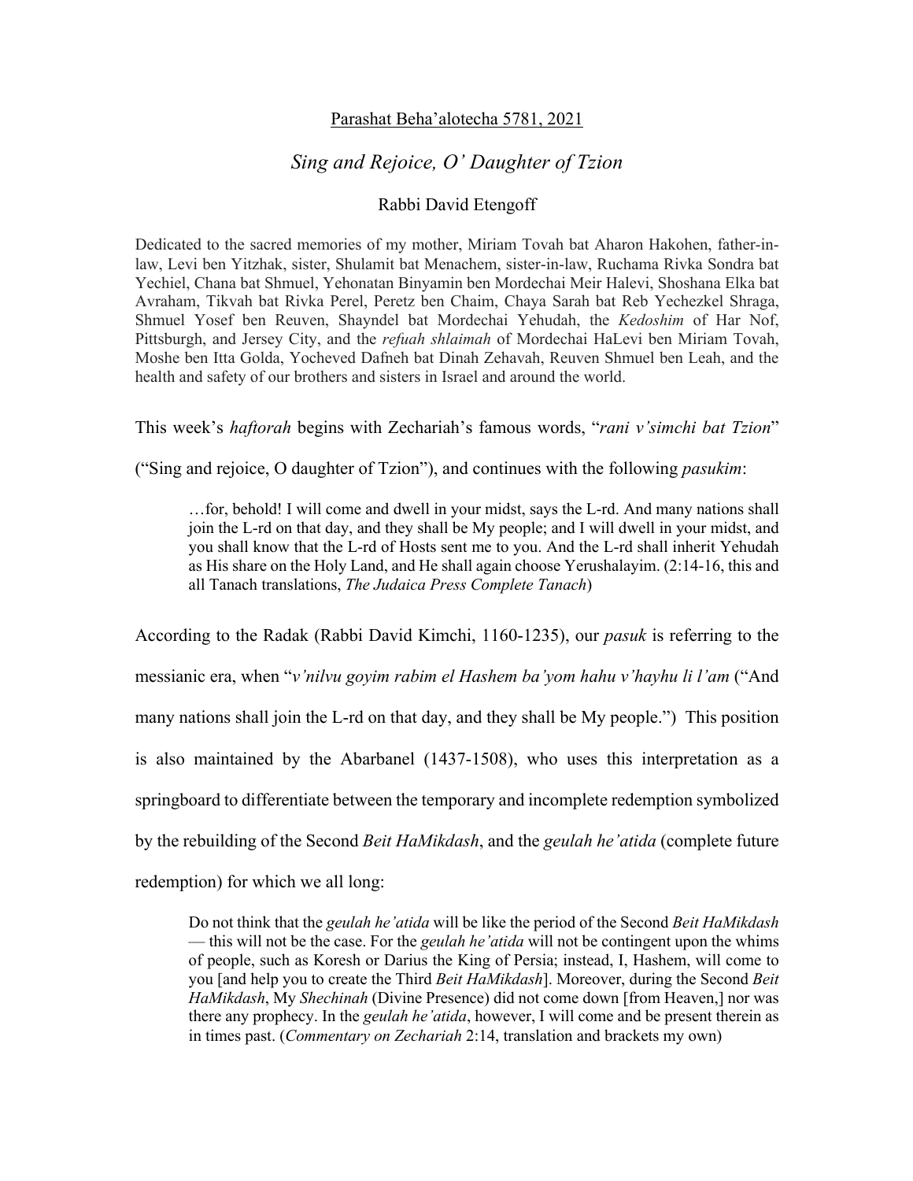<u>Parashat Beha'alotecha 5781, 2021</u>

# *Sing and Rejoice, O' Daughter of Tzion*

Rabbi David Etengoff

Dedicated to the sacred memories of my mother, Miriam Tovah bat Aharon Hakohen, father-in-law, Levi ben Yitzhak, sister, Shulamit bat Menachem, sister-in-law, Ruchama Rivka Sondra bat Yechiel, Chana bat Shmuel, Yehonatan Binyamin ben Mordechai Meir Halevi, Shoshana Elka bat Avraham, Tikvah bat Rivka Perel, Peretz ben Chaim, Chaya Sarah bat Reb Yechezkel Shraga, Shmuel Yosef ben Reuven, Shayndel bat Mordechai Yehudah, the *Kedoshim* of Har Nof, Pittsburgh, and Jersey City, and the *refuah shlaimah* of Mordechai HaLevi ben Miriam Tovah, Moshe ben Itta Golda, Yocheved Dafneh bat Dinah Zehavah, Reuven Shmuel ben Leah, and the health and safety of our brothers and sisters in Israel and around the world.

This week's *haftorah* begins with Zechariah's famous words, "*rani v'simchi bat Tzion*" ("Sing and rejoice, O daughter of Tzion"), and continues with the following *pasukim*:

> …for, behold! I will come and dwell in your midst, says the L-rd. And many nations shall join the L-rd on that day, and they shall be My people; and I will dwell in your midst, and you shall know that the L-rd of Hosts sent me to you. And the L-rd shall inherit Yehudah as His share on the Holy Land, and He shall again choose Yerushalayim. (2:14-16, this and all Tanach translations, *The Judaica Press Complete Tanach*)

According to the Radak (Rabbi David Kimchi, 1160-1235), our *pasuk* is referring to the messianic era, when "*v'nilvu goyim rabim el Hashem ba'yom hahu v'hayhu li l'am* ("And many nations shall join the L-rd on that day, and they shall be My people.") This position is also maintained by the Abarbanel (1437-1508), who uses this interpretation as a springboard to differentiate between the temporary and incomplete redemption symbolized by the rebuilding of the Second *Beit HaMikdash*, and the *geulah he'atida* (complete future redemption) for which we all long:

> Do not think that the *geulah he'atida* will be like the period of the Second *Beit HaMikdash* — this will not be the case. For the *geulah he'atida* will not be contingent upon the whims of people, such as Koresh or Darius the King of Persia; instead, I, Hashem, will come to you [and help you to create the Third *Beit HaMikdash*]. Moreover, during the Second *Beit HaMikdash*, My *Shechinah* (Divine Presence) did not come down [from Heaven,] nor was there any prophecy. In the *geulah he'atida*, however, I will come and be present therein as in times past. (*Commentary on Zechariah* 2:14, translation and brackets my own)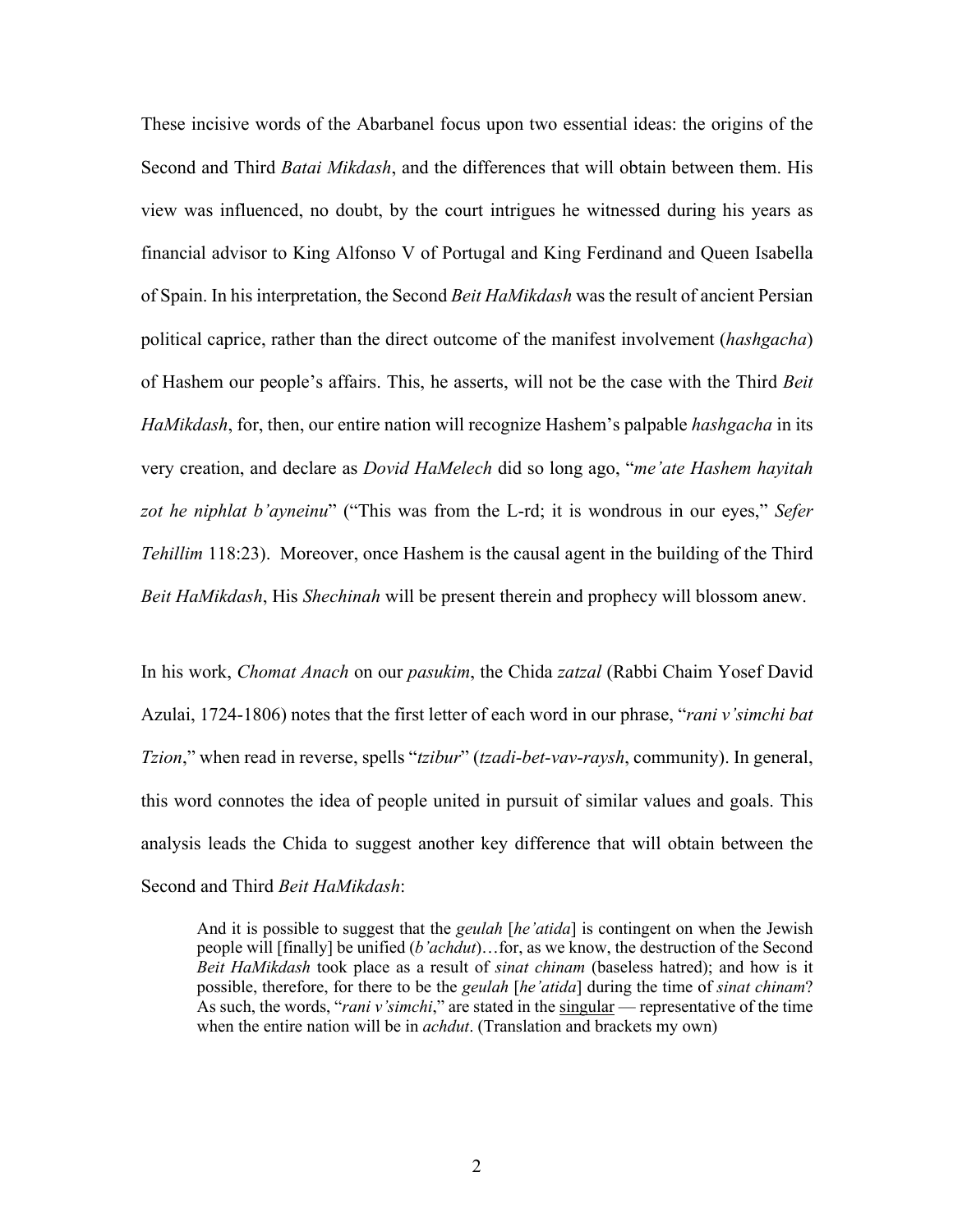These incisive words of the Abarbanel focus upon two essential ideas: the origins of the Second and Third *Batai Mikdash*, and the differences that will obtain between them. His view was influenced, no doubt, by the court intrigues he witnessed during his years as financial advisor to King Alfonso V of Portugal and King Ferdinand and Queen Isabella of Spain. In his interpretation, the Second *Beit HaMikdash* was the result of ancient Persian political caprice, rather than the direct outcome of the manifest involvement (*hashgacha*) of Hashem our people's affairs. This, he asserts, will not be the case with the Third *Beit HaMikdash*, for, then, our entire nation will recognize Hashem's palpable *hashgacha* in its very creation, and declare as *Dovid HaMelech* did so long ago, "*me'ate Hashem hayitah zot he niphlat b'ayneinu*" ("This was from the L-rd; it is wondrous in our eyes," *Sefer Tehillim* 118:23). Moreover, once Hashem is the causal agent in the building of the Third *Beit HaMikdash*, His *Shechinah* will be present therein and prophecy will blossom anew.

In his work, *Chomat Anach* on our *pasukim*, the Chida *zatzal* (Rabbi Chaim Yosef David Azulai, 1724-1806) notes that the first letter of each word in our phrase, "*rani v'simchi bat Tzion*," when read in reverse, spells "*tzibur*" (*tzadi-bet-vav-raysh*, community). In general, this word connotes the idea of people united in pursuit of similar values and goals. This analysis leads the Chida to suggest another key difference that will obtain between the Second and Third *Beit HaMikdash*:

> And it is possible to suggest that the *geulah* [*he'atida*] is contingent on when the Jewish people will [finally] be unified (*b'achdut*)…for, as we know, the destruction of the Second *Beit HaMikdash* took place as a result of *sinat chinam* (baseless hatred); and how is it possible, therefore, for there to be the *geulah* [*he'atida*] during the time of *sinat chinam*? As such, the words, "*rani v'simchi*," are stated in the <u>singular</u> — representative of the time when the entire nation will be in *achdut*. (Translation and brackets my own)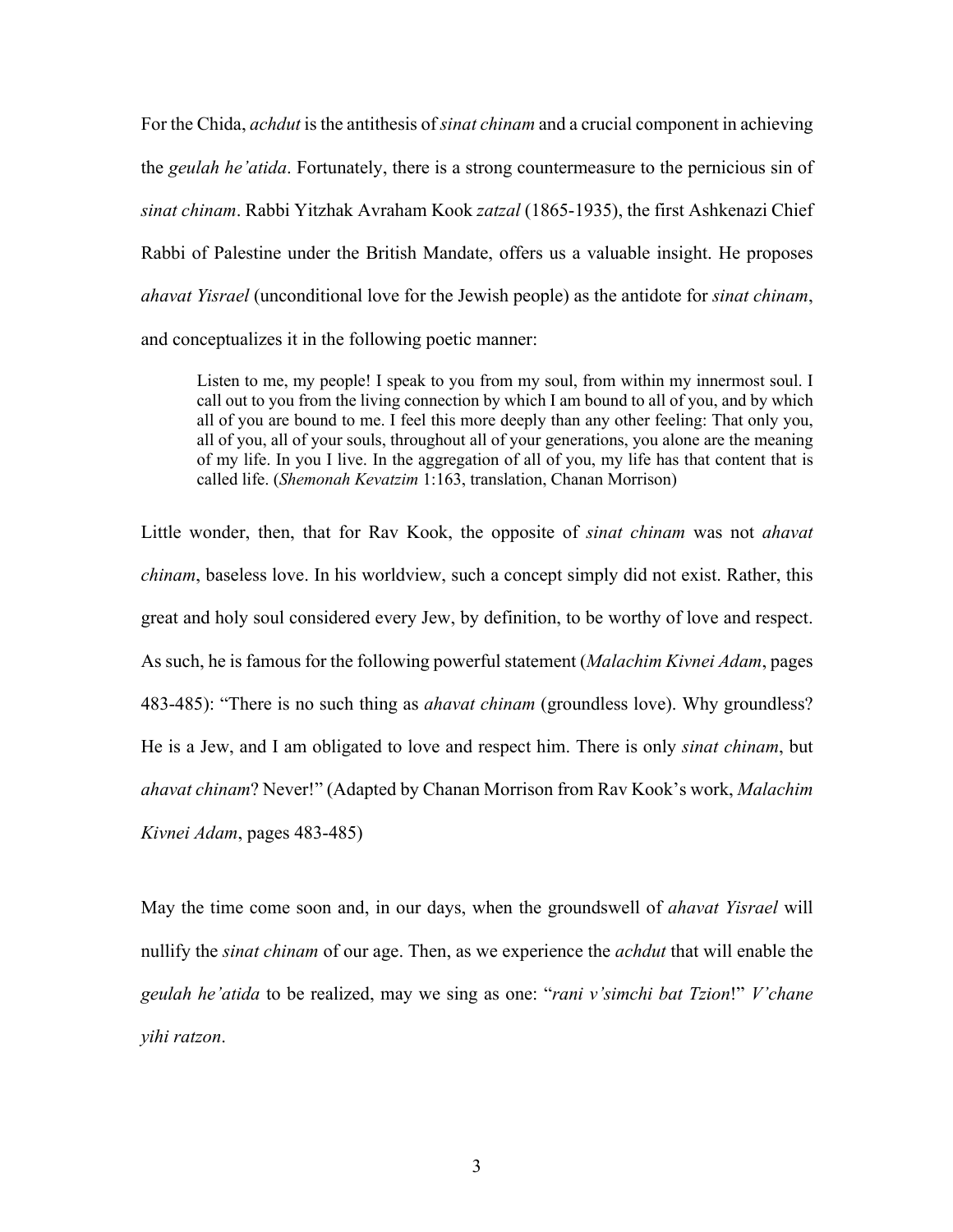For the Chida, *achdut* is the antithesis of *sinat chinam* and a crucial component in achieving the *geulah he'atida*. Fortunately, there is a strong countermeasure to the pernicious sin of *sinat chinam*. Rabbi Yitzhak Avraham Kook *zatzal* (1865-1935), the first Ashkenazi Chief Rabbi of Palestine under the British Mandate, offers us a valuable insight. He proposes *ahavat Yisrael* (unconditional love for the Jewish people) as the antidote for *sinat chinam*, and conceptualizes it in the following poetic manner:

> Listen to me, my people! I speak to you from my soul, from within my innermost soul. I call out to you from the living connection by which I am bound to all of you, and by which all of you are bound to me. I feel this more deeply than any other feeling: That only you, all of you, all of your souls, throughout all of your generations, you alone are the meaning of my life. In you I live. In the aggregation of all of you, my life has that content that is called life. (*Shemonah Kevatzim* 1:163, translation, Chanan Morrison)

Little wonder, then, that for Rav Kook, the opposite of *sinat chinam* was not *ahavat chinam*, baseless love. In his worldview, such a concept simply did not exist. Rather, this great and holy soul considered every Jew, by definition, to be worthy of love and respect. As such, he is famous for the following powerful statement (*Malachim Kivnei Adam*, pages 483-485): "There is no such thing as *ahavat chinam* (groundless love). Why groundless? He is a Jew, and I am obligated to love and respect him. There is only *sinat chinam*, but *ahavat chinam*? Never!" (Adapted by Chanan Morrison from Rav Kook's work, *Malachim Kivnei Adam*, pages 483-485)

May the time come soon and, in our days, when the groundswell of *ahavat Yisrael* will nullify the *sinat chinam* of our age. Then, as we experience the *achdut* that will enable the *geulah he'atida* to be realized, may we sing as one: "*rani v'simchi bat Tzion*!" *V'chane yihi ratzon*.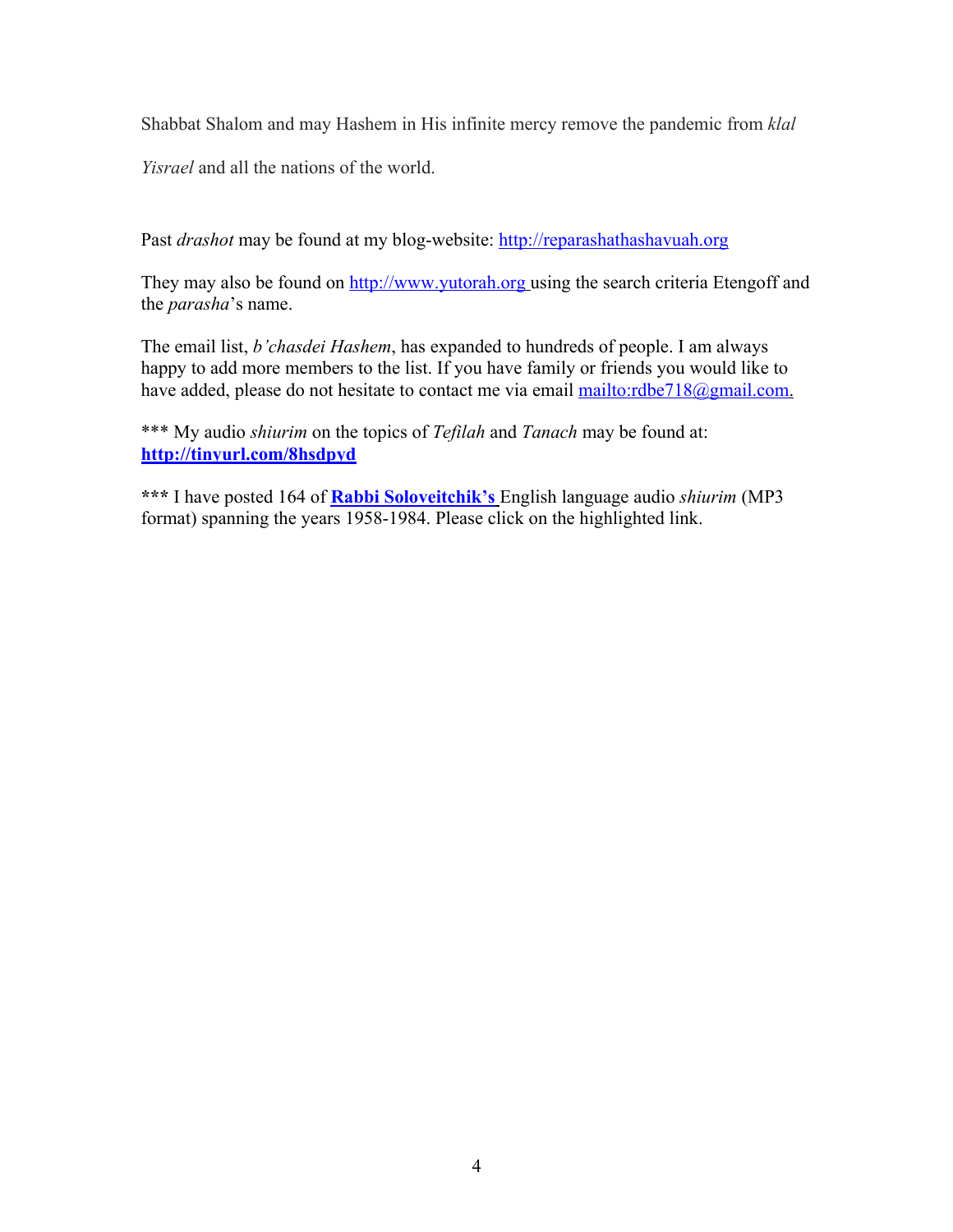Shabbat Shalom and may Hashem in His infinite mercy remove the pandemic from *klal Yisrael* and all the nations of the world.

Past *drashot* may be found at my blog-website: http://reparashathashavuah.org

They may also be found on http://www.yutorah.org using the search criteria Etengoff and the *parasha*'s name.

The email list, *b'chasdei Hashem*, has expanded to hundreds of people. I am always happy to add more members to the list. If you have family or friends you would like to have added, please do not hesitate to contact me via email mailto:rdbe718@gmail.com.

*** My audio *shiurim* on the topics of *Tefilah* and *Tanach* may be found at: **http://tinyurl.com/8hsdpyd**

**\*\*\*** I have posted 164 of **Rabbi Soloveitchik's** English language audio *shiurim* (MP3 format) spanning the years 1958-1984. Please click on the highlighted link.